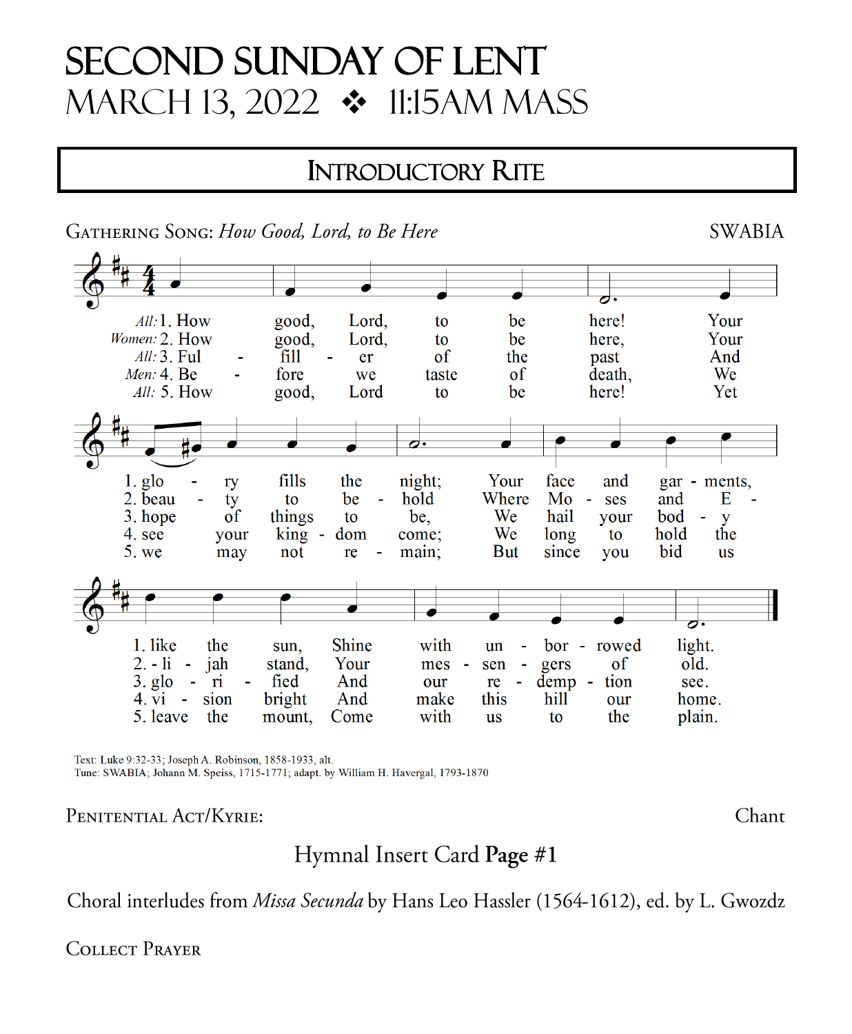# SECOND SUNDAY OF LENT
# MARCH 13, 2022 ❖ 11:15AM MASS

## INTRODUCTORY RITE

GATHERING SONG: *How Good, Lord, to Be Here* — SWABIA

*All:* 1. How good, Lord, to be here! Your glory fills the night; Your face and garments, like the sun, Shine with unborrowed light.

*Women:* 2. How good, Lord, to be here, Your beauty to behold Where Moses and Elijah stand, Your messengers of old.

*All:* 3. Fulfiller of the past And hope of things to be, We hail your body glorified And our redemption see.

*Men:* 4. Before we taste of death, We see your kingdom come; We long to hold the vision bright And make this hill our home.

*All:* 5. How good, Lord to be here! Yet we may not remain; But since you bid us leave the mount, Come with us to the plain.

Text: Luke 9:32-33; Joseph A. Robinson, 1858-1933, alt.
Tune: SWABIA; Johann M. Speiss, 1715-1771; adapt. by William H. Havergal, 1793-1870

PENITENTIAL ACT/KYRIE: — Chant

Hymnal Insert Card **Page #1**

Choral interludes from *Missa Secunda* by Hans Leo Hassler (1564-1612), ed. by L. Gwozdz

COLLECT PRAYER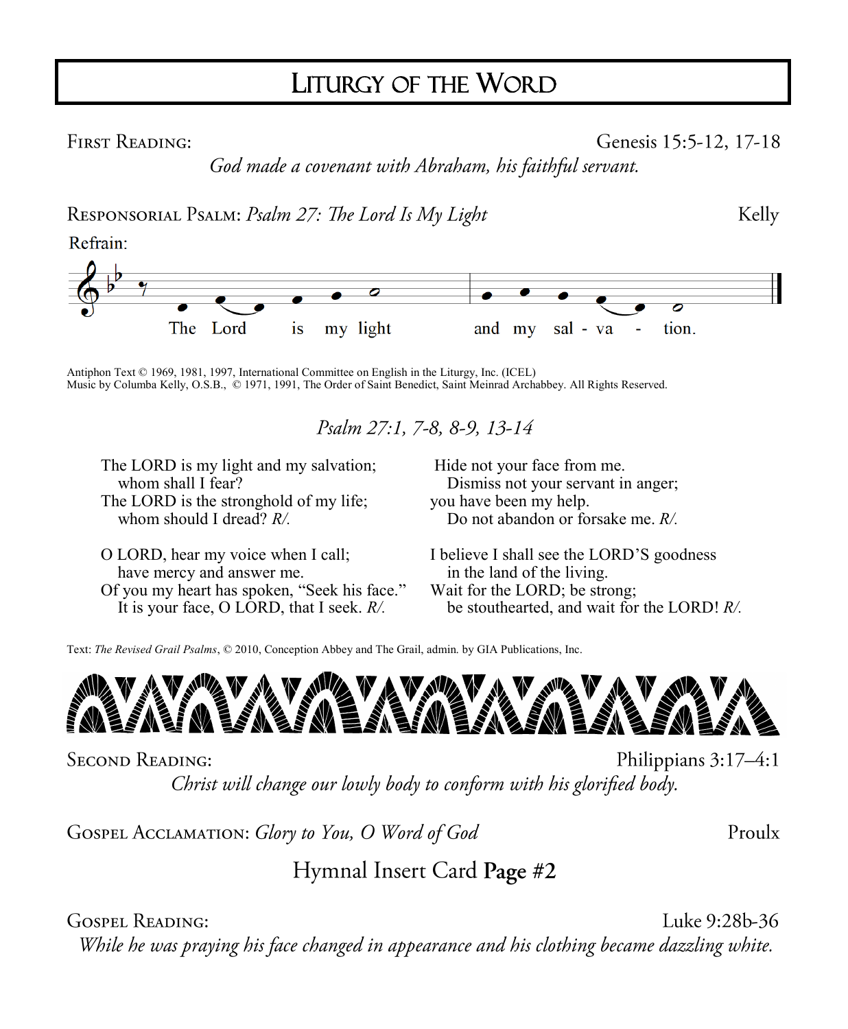# Liturgy of the Word

**First Reading:** Genesis 15:5-12, 17-18

*God made a covenant with Abraham, his faithful servant.*

**Responsorial Psalm:** *Psalm 27: The Lord Is My Light* Kelly

Refrain:

The Lord is my light and my sal - va - tion.

Antiphon Text © 1969, 1981, 1997, International Committee on English in the Liturgy, Inc. (ICEL)
Music by Columba Kelly, O.S.B., © 1971, 1991, The Order of Saint Benedict, Saint Meinrad Archabbey. All Rights Reserved.

*Psalm 27:1, 7-8, 8-9, 13-14*

The LORD is my light and my salvation;
whom shall I fear?
The LORD is the stronghold of my life;
whom should I dread? *R/.*

O LORD, hear my voice when I call;
have mercy and answer me.
Of you my heart has spoken, "Seek his face."
It is your face, O LORD, that I seek. *R/.*

Hide not your face from me.
Dismiss not your servant in anger;
you have been my help.
Do not abandon or forsake me. *R/.*

I believe I shall see the LORD'S goodness
in the land of the living.
Wait for the LORD; be strong;
be stouthearted, and wait for the LORD! *R/.*

Text: *The Revised Grail Psalms*, © 2010, Conception Abbey and The Grail, admin. by GIA Publications, Inc.

**Second Reading:** Philippians 3:17–4:1

*Christ will change our lowly body to conform with his glorified body.*

**Gospel Acclamation:** *Glory to You, O Word of God* Proulx

Hymnal Insert Card **Page #2**

**Gospel Reading:** Luke 9:28b-36

*While he was praying his face changed in appearance and his clothing became dazzling white.*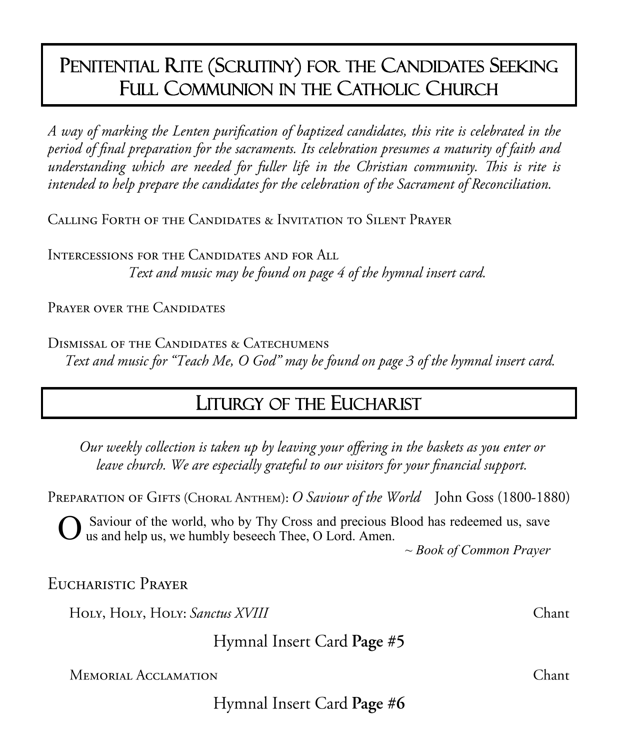## Penitential Rite (Scrutiny) for the Candidates Seeking Full Communion in the Catholic Church

*A way of marking the Lenten purification of baptized candidates, this rite is celebrated in the period of final preparation for the sacraments. Its celebration presumes a maturity of faith and understanding which are needed for fuller life in the Christian community. This is rite is intended to help prepare the candidates for the celebration of the Sacrament of Reconciliation.*

Calling Forth of the Candidates & Invitation to Silent Prayer

Intercessions for the Candidates and for All

*Text and music may be found on page 4 of the hymnal insert card.*

Prayer over the Candidates

Dismissal of the Candidates & Catechumens

*Text and music for "Teach Me, O God" may be found on page 3 of the hymnal insert card.*

## Liturgy of the Eucharist

*Our weekly collection is taken up by leaving your offering in the baskets as you enter or leave church. We are especially grateful to our visitors for your financial support.*

Preparation of Gifts (Choral Anthem): *O Saviour of the World* John Goss (1800-1880)

O Saviour of the world, who by Thy Cross and precious Blood has redeemed us, save us and help us, we humbly beseech Thee, O Lord. Amen.

*~ Book of Common Prayer*

Eucharistic Prayer

Holy, Holy, Holy: *Sanctus XVIII* Chant

Hymnal Insert Card **Page #5**

Memorial Acclamation Chant

Hymnal Insert Card **Page #6**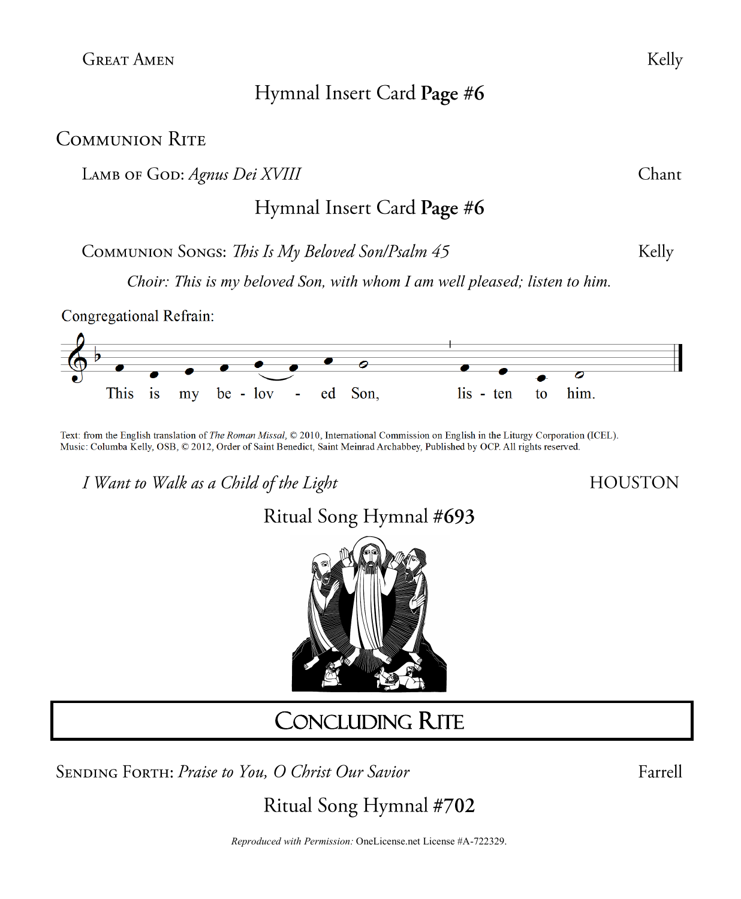Great Amen — Kelly

Hymnal Insert Card **Page #6**

## Communion Rite

Lamb of God: *Agnus Dei XVIII* — Chant

Hymnal Insert Card **Page #6**

Communion Songs: *This Is My Beloved Son/Psalm 45* — Kelly

*Choir: This is my beloved Son, with whom I am well pleased; listen to him.*

Congregational Refrain:

This is my be - lov - ed Son, lis - ten to him.

Text: from the English translation of *The Roman Missal*, © 2010, International Commission on English in the Liturgy Corporation (ICEL).
Music: Columba Kelly, OSB, © 2012, Order of Saint Benedict, Saint Meinrad Archabbey, Published by OCP. All rights reserved.

*I Want to Walk as a Child of the Light* — HOUSTON

Ritual Song Hymnal **#693**

## Concluding Rite

Sending Forth: *Praise to You, O Christ Our Savior* — Farrell

Ritual Song Hymnal **#702**

*Reproduced with Permission:* OneLicense.net License #A-722329.